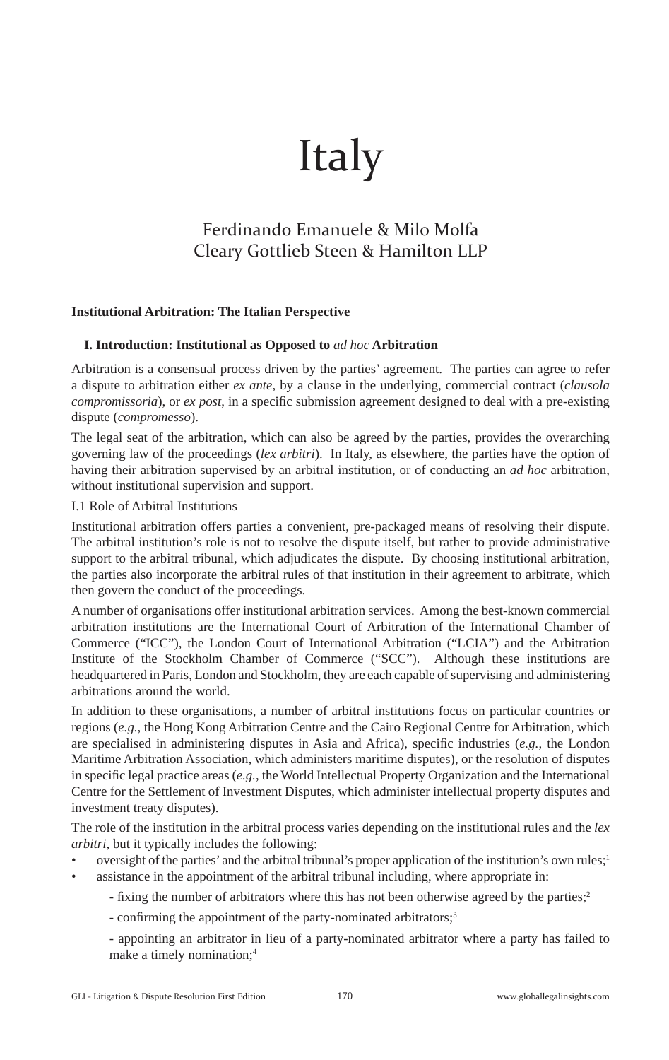# Italy

## Ferdinando Emanuele & Milo Molfa
## Cleary Gottlieb Steen & Hamilton LLP

**Institutional Arbitration: The Italian Perspective**

### I. Introduction: Institutional as Opposed to *ad hoc* Arbitration

Arbitration is a consensual process driven by the parties' agreement. The parties can agree to refer a dispute to arbitration either *ex ante*, by a clause in the underlying, commercial contract (*clausola compromissoria*), or *ex post*, in a specific submission agreement designed to deal with a pre-existing dispute (*compromesso*).

The legal seat of the arbitration, which can also be agreed by the parties, provides the overarching governing law of the proceedings (*lex arbitri*). In Italy, as elsewhere, the parties have the option of having their arbitration supervised by an arbitral institution, or of conducting an *ad hoc* arbitration, without institutional supervision and support.

I.1 Role of Arbitral Institutions

Institutional arbitration offers parties a convenient, pre-packaged means of resolving their dispute. The arbitral institution's role is not to resolve the dispute itself, but rather to provide administrative support to the arbitral tribunal, which adjudicates the dispute. By choosing institutional arbitration, the parties also incorporate the arbitral rules of that institution in their agreement to arbitrate, which then govern the conduct of the proceedings.

A number of organisations offer institutional arbitration services. Among the best-known commercial arbitration institutions are the International Court of Arbitration of the International Chamber of Commerce ("ICC"), the London Court of International Arbitration ("LCIA") and the Arbitration Institute of the Stockholm Chamber of Commerce ("SCC"). Although these institutions are headquartered in Paris, London and Stockholm, they are each capable of supervising and administering arbitrations around the world.

In addition to these organisations, a number of arbitral institutions focus on particular countries or regions (*e.g.*, the Hong Kong Arbitration Centre and the Cairo Regional Centre for Arbitration, which are specialised in administering disputes in Asia and Africa), specific industries (*e.g.*, the London Maritime Arbitration Association, which administers maritime disputes), or the resolution of disputes in specific legal practice areas (*e.g.*, the World Intellectual Property Organization and the International Centre for the Settlement of Investment Disputes, which administer intellectual property disputes and investment treaty disputes).

The role of the institution in the arbitral process varies depending on the institutional rules and the *lex arbitri*, but it typically includes the following:

- oversight of the parties' and the arbitral tribunal's proper application of the institution's own rules;[1]
- assistance in the appointment of the arbitral tribunal including, where appropriate in:
  - fixing the number of arbitrators where this has not been otherwise agreed by the parties;[2]
  - confirming the appointment of the party-nominated arbitrators;[3]
  - appointing an arbitrator in lieu of a party-nominated arbitrator where a party has failed to make a timely nomination;[4]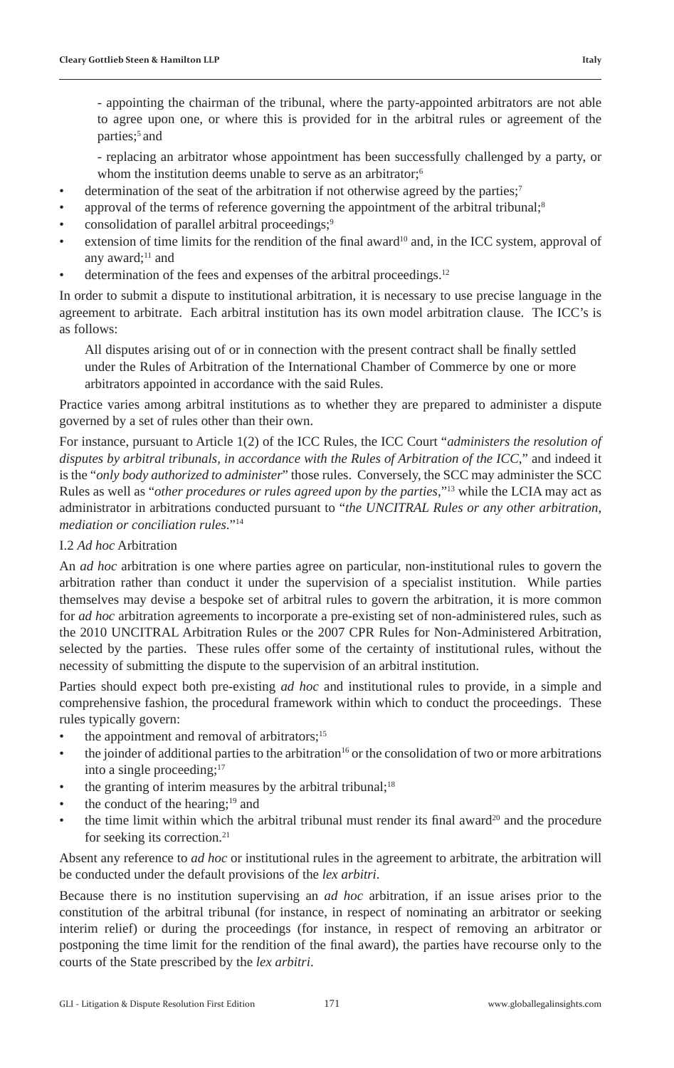- appointing the chairman of the tribunal, where the party-appointed arbitrators are not able to agree upon one, or where this is provided for in the arbitral rules or agreement of the parties;[5] and

- replacing an arbitrator whose appointment has been successfully challenged by a party, or whom the institution deems unable to serve as an arbitrator;[6]

- determination of the seat of the arbitration if not otherwise agreed by the parties;[7]
- approval of the terms of reference governing the appointment of the arbitral tribunal;[8]
- consolidation of parallel arbitral proceedings;[9]
- extension of time limits for the rendition of the final award[10] and, in the ICC system, approval of any award;[11] and
- determination of the fees and expenses of the arbitral proceedings.[12]

In order to submit a dispute to institutional arbitration, it is necessary to use precise language in the agreement to arbitrate. Each arbitral institution has its own model arbitration clause. The ICC's is as follows:

> All disputes arising out of or in connection with the present contract shall be finally settled under the Rules of Arbitration of the International Chamber of Commerce by one or more arbitrators appointed in accordance with the said Rules.

Practice varies among arbitral institutions as to whether they are prepared to administer a dispute governed by a set of rules other than their own.

For instance, pursuant to Article 1(2) of the ICC Rules, the ICC Court "*administers the resolution of disputes by arbitral tribunals, in accordance with the Rules of Arbitration of the ICC*," and indeed it is the "*only body authorized to administer*" those rules. Conversely, the SCC may administer the SCC Rules as well as "*other procedures or rules agreed upon by the parties*,"[13] while the LCIA may act as administrator in arbitrations conducted pursuant to "*the UNCITRAL Rules or any other arbitration, mediation or conciliation rules*."[14]

I.2 *Ad hoc* Arbitration

An *ad hoc* arbitration is one where parties agree on particular, non-institutional rules to govern the arbitration rather than conduct it under the supervision of a specialist institution. While parties themselves may devise a bespoke set of arbitral rules to govern the arbitration, it is more common for *ad hoc* arbitration agreements to incorporate a pre-existing set of non-administered rules, such as the 2010 UNCITRAL Arbitration Rules or the 2007 CPR Rules for Non-Administered Arbitration, selected by the parties. These rules offer some of the certainty of institutional rules, without the necessity of submitting the dispute to the supervision of an arbitral institution.

Parties should expect both pre-existing *ad hoc* and institutional rules to provide, in a simple and comprehensive fashion, the procedural framework within which to conduct the proceedings. These rules typically govern:

- the appointment and removal of arbitrators;[15]
- the joinder of additional parties to the arbitration[16] or the consolidation of two or more arbitrations into a single proceeding;[17]
- the granting of interim measures by the arbitral tribunal;[18]
- the conduct of the hearing;[19] and
- the time limit within which the arbitral tribunal must render its final award[20] and the procedure for seeking its correction.[21]

Absent any reference to *ad hoc* or institutional rules in the agreement to arbitrate, the arbitration will be conducted under the default provisions of the *lex arbitri*.

Because there is no institution supervising an *ad hoc* arbitration, if an issue arises prior to the constitution of the arbitral tribunal (for instance, in respect of nominating an arbitrator or seeking interim relief) or during the proceedings (for instance, in respect of removing an arbitrator or postponing the time limit for the rendition of the final award), the parties have recourse only to the courts of the State prescribed by the *lex arbitri*.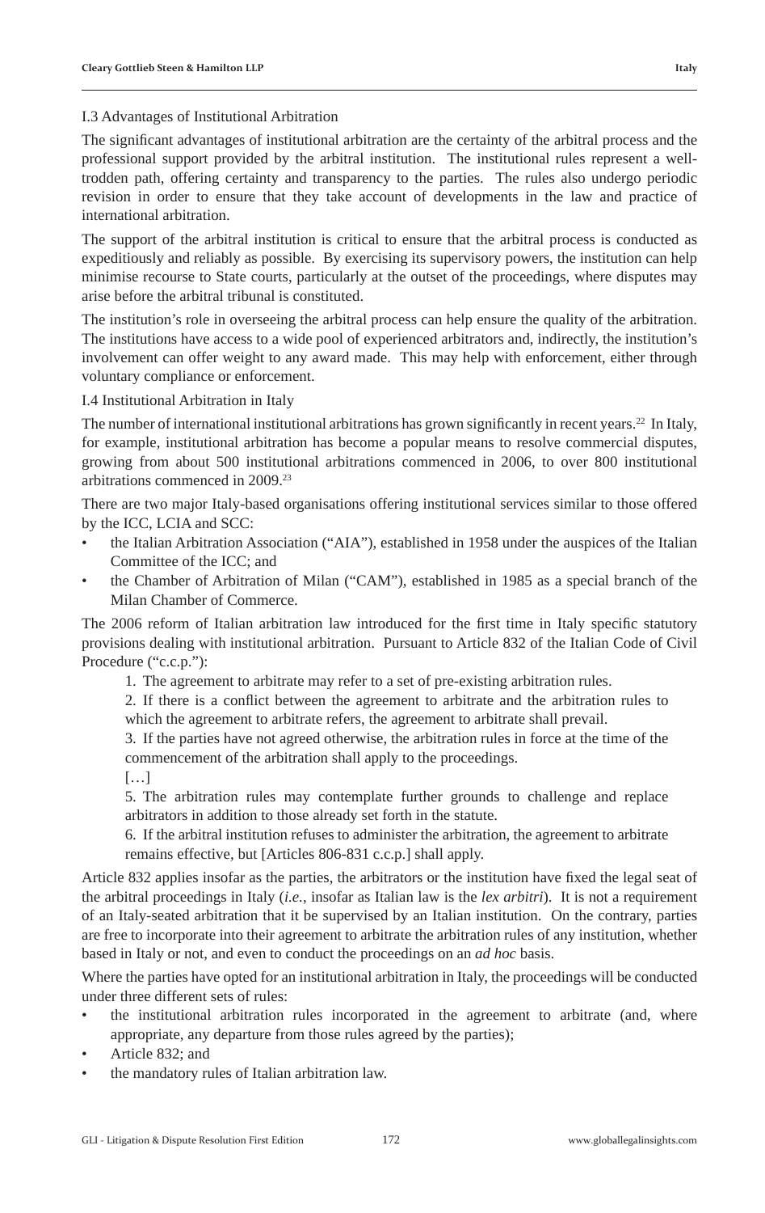### I.3 Advantages of Institutional Arbitration

The significant advantages of institutional arbitration are the certainty of the arbitral process and the professional support provided by the arbitral institution. The institutional rules represent a well-trodden path, offering certainty and transparency to the parties. The rules also undergo periodic revision in order to ensure that they take account of developments in the law and practice of international arbitration.

The support of the arbitral institution is critical to ensure that the arbitral process is conducted as expeditiously and reliably as possible. By exercising its supervisory powers, the institution can help minimise recourse to State courts, particularly at the outset of the proceedings, where disputes may arise before the arbitral tribunal is constituted.

The institution's role in overseeing the arbitral process can help ensure the quality of the arbitration. The institutions have access to a wide pool of experienced arbitrators and, indirectly, the institution's involvement can offer weight to any award made. This may help with enforcement, either through voluntary compliance or enforcement.

### I.4 Institutional Arbitration in Italy

The number of international institutional arbitrations has grown significantly in recent years.[22] In Italy, for example, institutional arbitration has become a popular means to resolve commercial disputes, growing from about 500 institutional arbitrations commenced in 2006, to over 800 institutional arbitrations commenced in 2009.[23]

There are two major Italy-based organisations offering institutional services similar to those offered by the ICC, LCIA and SCC:

- the Italian Arbitration Association ("AIA"), established in 1958 under the auspices of the Italian Committee of the ICC; and
- the Chamber of Arbitration of Milan ("CAM"), established in 1985 as a special branch of the Milan Chamber of Commerce.

The 2006 reform of Italian arbitration law introduced for the first time in Italy specific statutory provisions dealing with institutional arbitration. Pursuant to Article 832 of the Italian Code of Civil Procedure ("c.c.p."):

> 1. The agreement to arbitrate may refer to a set of pre-existing arbitration rules.
>
> 2. If there is a conflict between the agreement to arbitrate and the arbitration rules to which the agreement to arbitrate refers, the agreement to arbitrate shall prevail.
>
> 3. If the parties have not agreed otherwise, the arbitration rules in force at the time of the commencement of the arbitration shall apply to the proceedings.
>
> […]
>
> 5. The arbitration rules may contemplate further grounds to challenge and replace arbitrators in addition to those already set forth in the statute.
>
> 6. If the arbitral institution refuses to administer the arbitration, the agreement to arbitrate remains effective, but [Articles 806-831 c.c.p.] shall apply.

Article 832 applies insofar as the parties, the arbitrators or the institution have fixed the legal seat of the arbitral proceedings in Italy (*i.e.*, insofar as Italian law is the *lex arbitri*). It is not a requirement of an Italy-seated arbitration that it be supervised by an Italian institution. On the contrary, parties are free to incorporate into their agreement to arbitrate the arbitration rules of any institution, whether based in Italy or not, and even to conduct the proceedings on an *ad hoc* basis.

Where the parties have opted for an institutional arbitration in Italy, the proceedings will be conducted under three different sets of rules:

- the institutional arbitration rules incorporated in the agreement to arbitrate (and, where appropriate, any departure from those rules agreed by the parties);
- Article 832; and
- the mandatory rules of Italian arbitration law.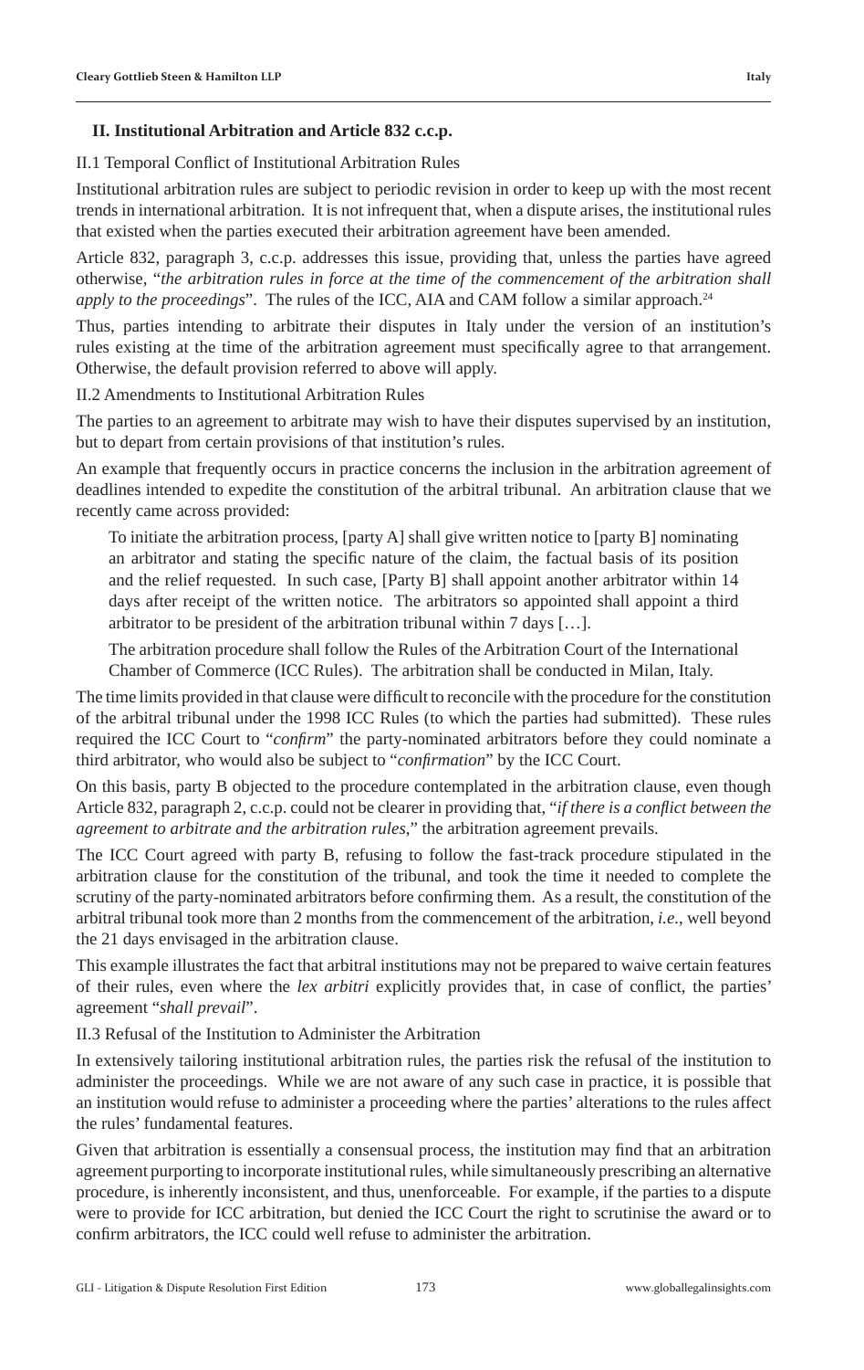## II. Institutional Arbitration and Article 832 c.c.p.

### II.1 Temporal Conflict of Institutional Arbitration Rules

Institutional arbitration rules are subject to periodic revision in order to keep up with the most recent trends in international arbitration. It is not infrequent that, when a dispute arises, the institutional rules that existed when the parties executed their arbitration agreement have been amended.

Article 832, paragraph 3, c.c.p. addresses this issue, providing that, unless the parties have agreed otherwise, "*the arbitration rules in force at the time of the commencement of the arbitration shall apply to the proceedings*". The rules of the ICC, AIA and CAM follow a similar approach.[24]

Thus, parties intending to arbitrate their disputes in Italy under the version of an institution's rules existing at the time of the arbitration agreement must specifically agree to that arrangement. Otherwise, the default provision referred to above will apply.

### II.2 Amendments to Institutional Arbitration Rules

The parties to an agreement to arbitrate may wish to have their disputes supervised by an institution, but to depart from certain provisions of that institution's rules.

An example that frequently occurs in practice concerns the inclusion in the arbitration agreement of deadlines intended to expedite the constitution of the arbitral tribunal. An arbitration clause that we recently came across provided:

> To initiate the arbitration process, [party A] shall give written notice to [party B] nominating an arbitrator and stating the specific nature of the claim, the factual basis of its position and the relief requested. In such case, [Party B] shall appoint another arbitrator within 14 days after receipt of the written notice. The arbitrators so appointed shall appoint a third arbitrator to be president of the arbitration tribunal within 7 days […].
>
> The arbitration procedure shall follow the Rules of the Arbitration Court of the International Chamber of Commerce (ICC Rules). The arbitration shall be conducted in Milan, Italy.

The time limits provided in that clause were difficult to reconcile with the procedure for the constitution of the arbitral tribunal under the 1998 ICC Rules (to which the parties had submitted). These rules required the ICC Court to "*confirm*" the party-nominated arbitrators before they could nominate a third arbitrator, who would also be subject to "*confirmation*" by the ICC Court.

On this basis, party B objected to the procedure contemplated in the arbitration clause, even though Article 832, paragraph 2, c.c.p. could not be clearer in providing that, "*if there is a conflict between the agreement to arbitrate and the arbitration rules*," the arbitration agreement prevails.

The ICC Court agreed with party B, refusing to follow the fast-track procedure stipulated in the arbitration clause for the constitution of the tribunal, and took the time it needed to complete the scrutiny of the party-nominated arbitrators before confirming them. As a result, the constitution of the arbitral tribunal took more than 2 months from the commencement of the arbitration, *i.e.*, well beyond the 21 days envisaged in the arbitration clause.

This example illustrates the fact that arbitral institutions may not be prepared to waive certain features of their rules, even where the *lex arbitri* explicitly provides that, in case of conflict, the parties' agreement "*shall prevail*".

### II.3 Refusal of the Institution to Administer the Arbitration

In extensively tailoring institutional arbitration rules, the parties risk the refusal of the institution to administer the proceedings. While we are not aware of any such case in practice, it is possible that an institution would refuse to administer a proceeding where the parties' alterations to the rules affect the rules' fundamental features.

Given that arbitration is essentially a consensual process, the institution may find that an arbitration agreement purporting to incorporate institutional rules, while simultaneously prescribing an alternative procedure, is inherently inconsistent, and thus, unenforceable. For example, if the parties to a dispute were to provide for ICC arbitration, but denied the ICC Court the right to scrutinise the award or to confirm arbitrators, the ICC could well refuse to administer the arbitration.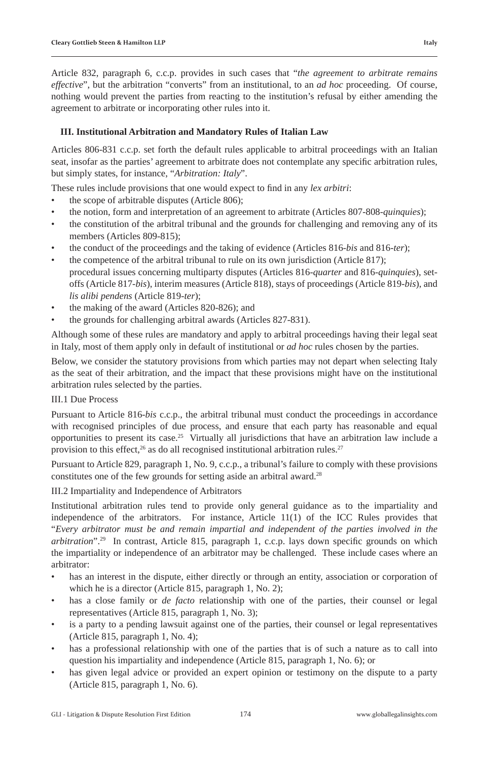Article 832, paragraph 6, c.c.p. provides in such cases that "*the agreement to arbitrate remains effective*", but the arbitration "converts" from an institutional, to an *ad hoc* proceeding. Of course, nothing would prevent the parties from reacting to the institution's refusal by either amending the agreement to arbitrate or incorporating other rules into it.

### III. Institutional Arbitration and Mandatory Rules of Italian Law

Articles 806-831 c.c.p. set forth the default rules applicable to arbitral proceedings with an Italian seat, insofar as the parties' agreement to arbitrate does not contemplate any specific arbitration rules, but simply states, for instance, "*Arbitration: Italy*".

These rules include provisions that one would expect to find in any *lex arbitri*:

- the scope of arbitrable disputes (Article 806);
- the notion, form and interpretation of an agreement to arbitrate (Articles 807-808-*quinquies*);
- the constitution of the arbitral tribunal and the grounds for challenging and removing any of its members (Articles 809-815);
- the conduct of the proceedings and the taking of evidence (Articles 816-*bis* and 816-*ter*);
- the competence of the arbitral tribunal to rule on its own jurisdiction (Article 817); procedural issues concerning multiparty disputes (Articles 816-*quarter* and 816-*quinquies*), set-offs (Article 817-*bis*), interim measures (Article 818), stays of proceedings (Article 819-*bis*), and *lis alibi pendens* (Article 819-*ter*);
- the making of the award (Articles 820-826); and
- the grounds for challenging arbitral awards (Articles 827-831).

Although some of these rules are mandatory and apply to arbitral proceedings having their legal seat in Italy, most of them apply only in default of institutional or *ad hoc* rules chosen by the parties.

Below, we consider the statutory provisions from which parties may not depart when selecting Italy as the seat of their arbitration, and the impact that these provisions might have on the institutional arbitration rules selected by the parties.

#### III.1 Due Process

Pursuant to Article 816-*bis* c.c.p., the arbitral tribunal must conduct the proceedings in accordance with recognised principles of due process, and ensure that each party has reasonable and equal opportunities to present its case.[25] Virtually all jurisdictions that have an arbitration law include a provision to this effect,[26] as do all recognised institutional arbitration rules.[27]

Pursuant to Article 829, paragraph 1, No. 9, c.c.p., a tribunal's failure to comply with these provisions constitutes one of the few grounds for setting aside an arbitral award.[28]

#### III.2 Impartiality and Independence of Arbitrators

Institutional arbitration rules tend to provide only general guidance as to the impartiality and independence of the arbitrators. For instance, Article 11(1) of the ICC Rules provides that "*Every arbitrator must be and remain impartial and independent of the parties involved in the arbitration*".[29] In contrast, Article 815, paragraph 1, c.c.p. lays down specific grounds on which the impartiality or independence of an arbitrator may be challenged. These include cases where an arbitrator:

- has an interest in the dispute, either directly or through an entity, association or corporation of which he is a director (Article 815, paragraph 1, No. 2);
- has a close family or *de facto* relationship with one of the parties, their counsel or legal representatives (Article 815, paragraph 1, No. 3);
- is a party to a pending lawsuit against one of the parties, their counsel or legal representatives (Article 815, paragraph 1, No. 4);
- has a professional relationship with one of the parties that is of such a nature as to call into question his impartiality and independence (Article 815, paragraph 1, No. 6); or
- has given legal advice or provided an expert opinion or testimony on the dispute to a party (Article 815, paragraph 1, No. 6).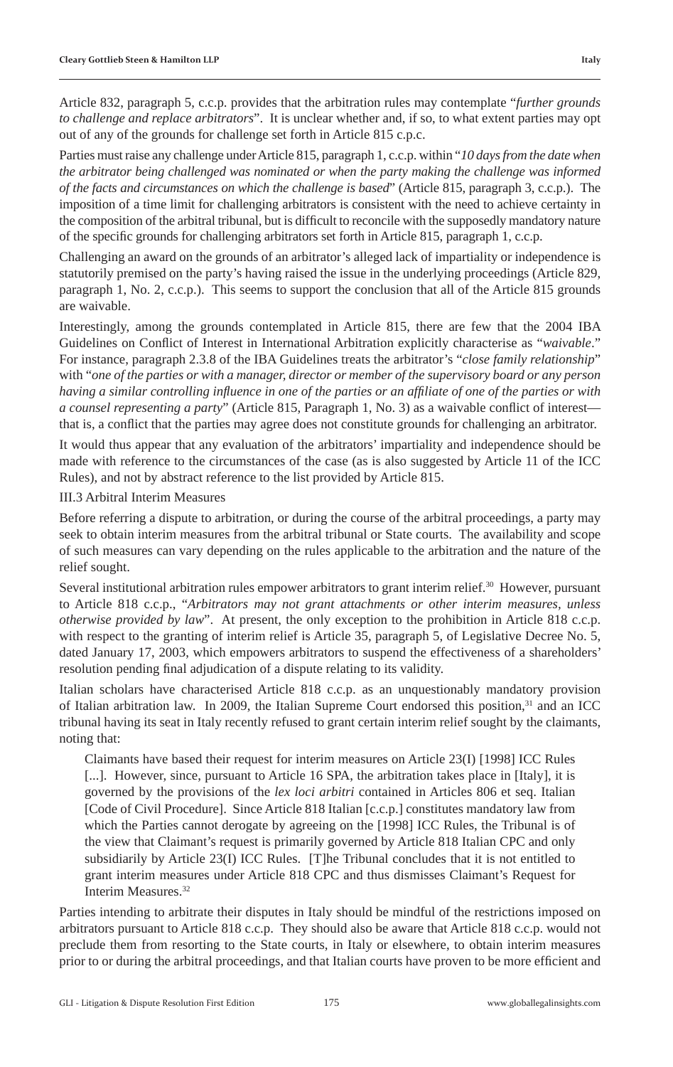Article 832, paragraph 5, c.c.p. provides that the arbitration rules may contemplate "*further grounds to challenge and replace arbitrators*". It is unclear whether and, if so, to what extent parties may opt out of any of the grounds for challenge set forth in Article 815 c.p.c.

Parties must raise any challenge under Article 815, paragraph 1, c.c.p. within "*10 days from the date when the arbitrator being challenged was nominated or when the party making the challenge was informed of the facts and circumstances on which the challenge is based*" (Article 815, paragraph 3, c.c.p.). The imposition of a time limit for challenging arbitrators is consistent with the need to achieve certainty in the composition of the arbitral tribunal, but is difficult to reconcile with the supposedly mandatory nature of the specific grounds for challenging arbitrators set forth in Article 815, paragraph 1, c.c.p.

Challenging an award on the grounds of an arbitrator's alleged lack of impartiality or independence is statutorily premised on the party's having raised the issue in the underlying proceedings (Article 829, paragraph 1, No. 2, c.c.p.). This seems to support the conclusion that all of the Article 815 grounds are waivable.

Interestingly, among the grounds contemplated in Article 815, there are few that the 2004 IBA Guidelines on Conflict of Interest in International Arbitration explicitly characterise as "*waivable*." For instance, paragraph 2.3.8 of the IBA Guidelines treats the arbitrator's "*close family relationship*" with "*one of the parties or with a manager, director or member of the supervisory board or any person having a similar controlling influence in one of the parties or an affiliate of one of the parties or with a counsel representing a party*" (Article 815, Paragraph 1, No. 3) as a waivable conflict of interest—that is, a conflict that the parties may agree does not constitute grounds for challenging an arbitrator.

It would thus appear that any evaluation of the arbitrators' impartiality and independence should be made with reference to the circumstances of the case (as is also suggested by Article 11 of the ICC Rules), and not by abstract reference to the list provided by Article 815.

### III.3 Arbitral Interim Measures

Before referring a dispute to arbitration, or during the course of the arbitral proceedings, a party may seek to obtain interim measures from the arbitral tribunal or State courts. The availability and scope of such measures can vary depending on the rules applicable to the arbitration and the nature of the relief sought.

Several institutional arbitration rules empower arbitrators to grant interim relief.[30] However, pursuant to Article 818 c.c.p., "*Arbitrators may not grant attachments or other interim measures, unless otherwise provided by law*". At present, the only exception to the prohibition in Article 818 c.c.p. with respect to the granting of interim relief is Article 35, paragraph 5, of Legislative Decree No. 5, dated January 17, 2003, which empowers arbitrators to suspend the effectiveness of a shareholders' resolution pending final adjudication of a dispute relating to its validity.

Italian scholars have characterised Article 818 c.c.p. as an unquestionably mandatory provision of Italian arbitration law. In 2009, the Italian Supreme Court endorsed this position,[31] and an ICC tribunal having its seat in Italy recently refused to grant certain interim relief sought by the claimants, noting that:

> Claimants have based their request for interim measures on Article 23(I) [1998] ICC Rules [...]. However, since, pursuant to Article 16 SPA, the arbitration takes place in [Italy], it is governed by the provisions of the *lex loci arbitri* contained in Articles 806 et seq. Italian [Code of Civil Procedure]. Since Article 818 Italian [c.c.p.] constitutes mandatory law from which the Parties cannot derogate by agreeing on the [1998] ICC Rules, the Tribunal is of the view that Claimant's request is primarily governed by Article 818 Italian CPC and only subsidiarily by Article 23(I) ICC Rules. [T]he Tribunal concludes that it is not entitled to grant interim measures under Article 818 CPC and thus dismisses Claimant's Request for Interim Measures.[32]

Parties intending to arbitrate their disputes in Italy should be mindful of the restrictions imposed on arbitrators pursuant to Article 818 c.c.p. They should also be aware that Article 818 c.c.p. would not preclude them from resorting to the State courts, in Italy or elsewhere, to obtain interim measures prior to or during the arbitral proceedings, and that Italian courts have proven to be more efficient and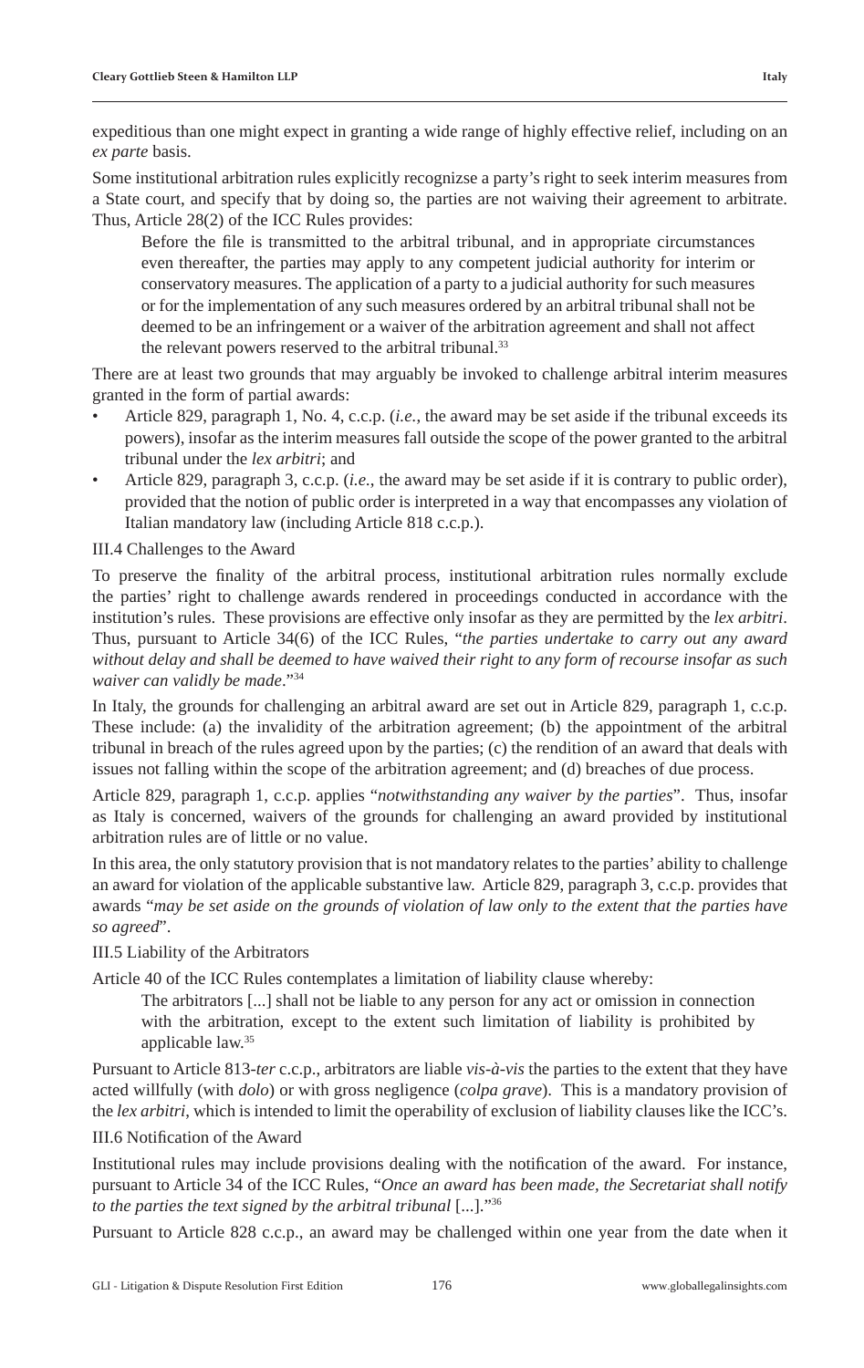expeditious than one might expect in granting a wide range of highly effective relief, including on an *ex parte* basis.

Some institutional arbitration rules explicitly recognizse a party's right to seek interim measures from a State court, and specify that by doing so, the parties are not waiving their agreement to arbitrate. Thus, Article 28(2) of the ICC Rules provides:

> Before the file is transmitted to the arbitral tribunal, and in appropriate circumstances even thereafter, the parties may apply to any competent judicial authority for interim or conservatory measures. The application of a party to a judicial authority for such measures or for the implementation of any such measures ordered by an arbitral tribunal shall not be deemed to be an infringement or a waiver of the arbitration agreement and shall not affect the relevant powers reserved to the arbitral tribunal.[33]

There are at least two grounds that may arguably be invoked to challenge arbitral interim measures granted in the form of partial awards:

- Article 829, paragraph 1, No. 4, c.c.p. (*i.e.*, the award may be set aside if the tribunal exceeds its powers), insofar as the interim measures fall outside the scope of the power granted to the arbitral tribunal under the *lex arbitri*; and
- Article 829, paragraph 3, c.c.p. (*i.e.*, the award may be set aside if it is contrary to public order), provided that the notion of public order is interpreted in a way that encompasses any violation of Italian mandatory law (including Article 818 c.c.p.).

### III.4 Challenges to the Award

To preserve the finality of the arbitral process, institutional arbitration rules normally exclude the parties' right to challenge awards rendered in proceedings conducted in accordance with the institution's rules. These provisions are effective only insofar as they are permitted by the *lex arbitri*. Thus, pursuant to Article 34(6) of the ICC Rules, "*the parties undertake to carry out any award without delay and shall be deemed to have waived their right to any form of recourse insofar as such waiver can validly be made*."[34]

In Italy, the grounds for challenging an arbitral award are set out in Article 829, paragraph 1, c.c.p. These include: (a) the invalidity of the arbitration agreement; (b) the appointment of the arbitral tribunal in breach of the rules agreed upon by the parties; (c) the rendition of an award that deals with issues not falling within the scope of the arbitration agreement; and (d) breaches of due process.

Article 829, paragraph 1, c.c.p. applies "*notwithstanding any waiver by the parties*". Thus, insofar as Italy is concerned, waivers of the grounds for challenging an award provided by institutional arbitration rules are of little or no value.

In this area, the only statutory provision that is not mandatory relates to the parties' ability to challenge an award for violation of the applicable substantive law. Article 829, paragraph 3, c.c.p. provides that awards "*may be set aside on the grounds of violation of law only to the extent that the parties have so agreed*".

### III.5 Liability of the Arbitrators

Article 40 of the ICC Rules contemplates a limitation of liability clause whereby:

> The arbitrators [...] shall not be liable to any person for any act or omission in connection with the arbitration, except to the extent such limitation of liability is prohibited by applicable law.[35]

Pursuant to Article 813-*ter* c.c.p., arbitrators are liable *vis-à-vis* the parties to the extent that they have acted willfully (with *dolo*) or with gross negligence (*colpa grave*). This is a mandatory provision of the *lex arbitri*, which is intended to limit the operability of exclusion of liability clauses like the ICC's.

### III.6 Notification of the Award

Institutional rules may include provisions dealing with the notification of the award. For instance, pursuant to Article 34 of the ICC Rules, "*Once an award has been made, the Secretariat shall notify to the parties the text signed by the arbitral tribunal* [...]."[36]

Pursuant to Article 828 c.c.p., an award may be challenged within one year from the date when it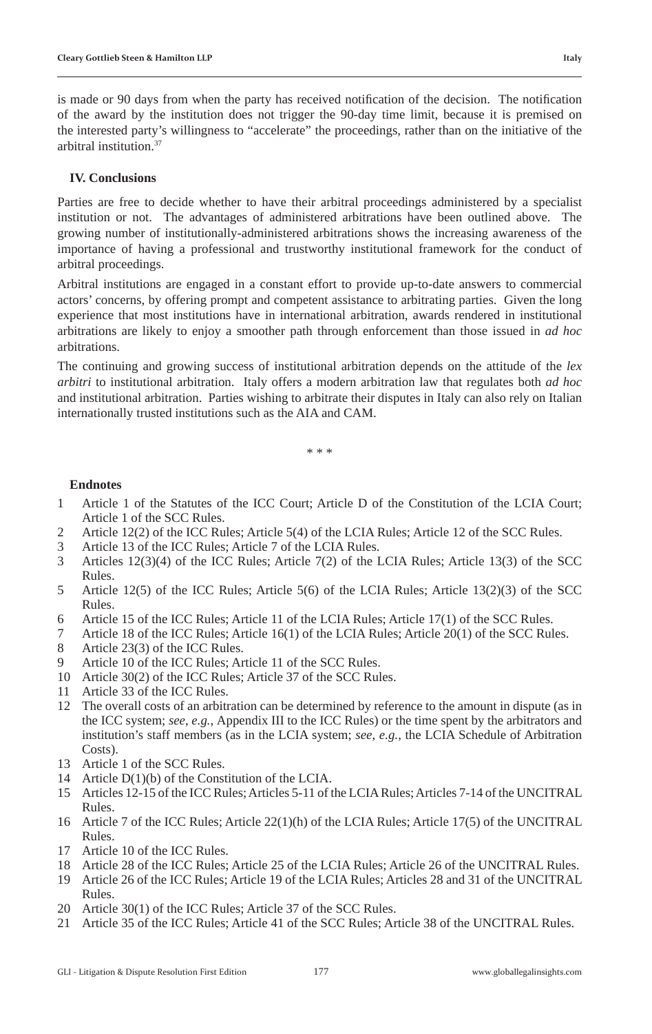is made or 90 days from when the party has received notification of the decision. The notification of the award by the institution does not trigger the 90-day time limit, because it is premised on the interested party's willingness to "accelerate" the proceedings, rather than on the initiative of the arbitral institution.[37]

## IV. Conclusions

Parties are free to decide whether to have their arbitral proceedings administered by a specialist institution or not. The advantages of administered arbitrations have been outlined above. The growing number of institutionally-administered arbitrations shows the increasing awareness of the importance of having a professional and trustworthy institutional framework for the conduct of arbitral proceedings.

Arbitral institutions are engaged in a constant effort to provide up-to-date answers to commercial actors' concerns, by offering prompt and competent assistance to arbitrating parties. Given the long experience that most institutions have in international arbitration, awards rendered in institutional arbitrations are likely to enjoy a smoother path through enforcement than those issued in *ad hoc* arbitrations.

The continuing and growing success of institutional arbitration depends on the attitude of the *lex arbitri* to institutional arbitration. Italy offers a modern arbitration law that regulates both *ad hoc* and institutional arbitration. Parties wishing to arbitrate their disputes in Italy can also rely on Italian internationally trusted institutions such as the AIA and CAM.

\* \* \*

## Endnotes

1 Article 1 of the Statutes of the ICC Court; Article D of the Constitution of the LCIA Court; Article 1 of the SCC Rules.
2 Article 12(2) of the ICC Rules; Article 5(4) of the LCIA Rules; Article 12 of the SCC Rules.
3 Article 13 of the ICC Rules; Article 7 of the LCIA Rules.
3 Articles 12(3)(4) of the ICC Rules; Article 7(2) of the LCIA Rules; Article 13(3) of the SCC Rules.
5 Article 12(5) of the ICC Rules; Article 5(6) of the LCIA Rules; Article 13(2)(3) of the SCC Rules.
6 Article 15 of the ICC Rules; Article 11 of the LCIA Rules; Article 17(1) of the SCC Rules.
7 Article 18 of the ICC Rules; Article 16(1) of the LCIA Rules; Article 20(1) of the SCC Rules.
8 Article 23(3) of the ICC Rules.
9 Article 10 of the ICC Rules; Article 11 of the SCC Rules.
10 Article 30(2) of the ICC Rules; Article 37 of the SCC Rules.
11 Article 33 of the ICC Rules.
12 The overall costs of an arbitration can be determined by reference to the amount in dispute (as in the ICC system; *see*, *e.g.*, Appendix III to the ICC Rules) or the time spent by the arbitrators and institution's staff members (as in the LCIA system; *see*, *e.g.*, the LCIA Schedule of Arbitration Costs).
13 Article 1 of the SCC Rules.
14 Article D(1)(b) of the Constitution of the LCIA.
15 Articles 12-15 of the ICC Rules; Articles 5-11 of the LCIA Rules; Articles 7-14 of the UNCITRAL Rules.
16 Article 7 of the ICC Rules; Article 22(1)(h) of the LCIA Rules; Article 17(5) of the UNCITRAL Rules.
17 Article 10 of the ICC Rules.
18 Article 28 of the ICC Rules; Article 25 of the LCIA Rules; Article 26 of the UNCITRAL Rules.
19 Article 26 of the ICC Rules; Article 19 of the LCIA Rules; Articles 28 and 31 of the UNCITRAL Rules.
20 Article 30(1) of the ICC Rules; Article 37 of the SCC Rules.
21 Article 35 of the ICC Rules; Article 41 of the SCC Rules; Article 38 of the UNCITRAL Rules.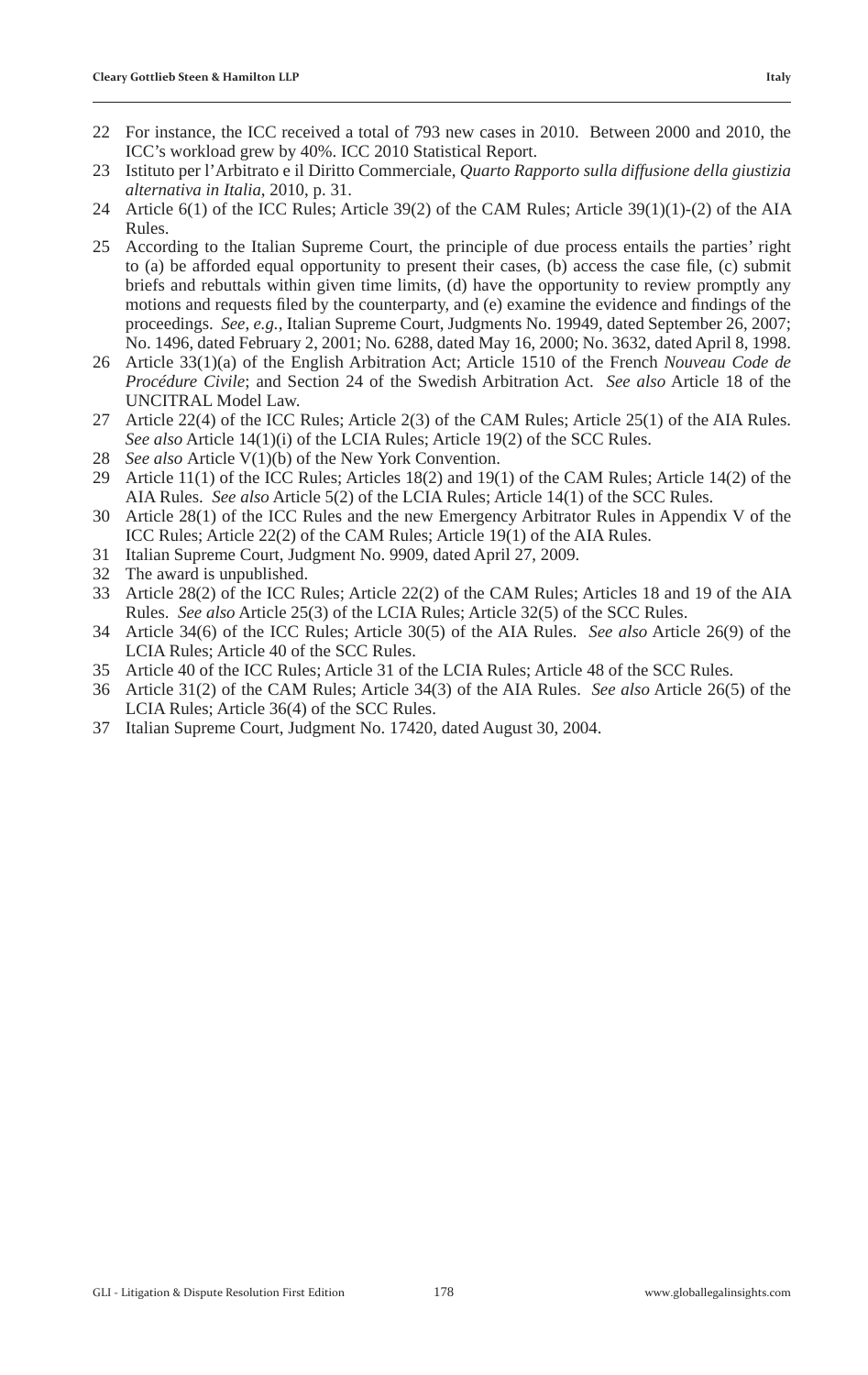22 For instance, the ICC received a total of 793 new cases in 2010. Between 2000 and 2010, the ICC's workload grew by 40%. ICC 2010 Statistical Report.

23 Istituto per l'Arbitrato e il Diritto Commerciale, *Quarto Rapporto sulla diffusione della giustizia alternativa in Italia*, 2010, p. 31.

24 Article 6(1) of the ICC Rules; Article 39(2) of the CAM Rules; Article 39(1)(1)-(2) of the AIA Rules.

25 According to the Italian Supreme Court, the principle of due process entails the parties' right to (a) be afforded equal opportunity to present their cases, (b) access the case file, (c) submit briefs and rebuttals within given time limits, (d) have the opportunity to review promptly any motions and requests filed by the counterparty, and (e) examine the evidence and findings of the proceedings. *See, e.g.*, Italian Supreme Court, Judgments No. 19949, dated September 26, 2007; No. 1496, dated February 2, 2001; No. 6288, dated May 16, 2000; No. 3632, dated April 8, 1998.

26 Article 33(1)(a) of the English Arbitration Act; Article 1510 of the French *Nouveau Code de Procédure Civile*; and Section 24 of the Swedish Arbitration Act. *See also* Article 18 of the UNCITRAL Model Law.

27 Article 22(4) of the ICC Rules; Article 2(3) of the CAM Rules; Article 25(1) of the AIA Rules. *See also* Article 14(1)(i) of the LCIA Rules; Article 19(2) of the SCC Rules.

28 *See also* Article V(1)(b) of the New York Convention.

29 Article 11(1) of the ICC Rules; Articles 18(2) and 19(1) of the CAM Rules; Article 14(2) of the AIA Rules. *See also* Article 5(2) of the LCIA Rules; Article 14(1) of the SCC Rules.

30 Article 28(1) of the ICC Rules and the new Emergency Arbitrator Rules in Appendix V of the ICC Rules; Article 22(2) of the CAM Rules; Article 19(1) of the AIA Rules.

31 Italian Supreme Court, Judgment No. 9909, dated April 27, 2009.

32 The award is unpublished.

33 Article 28(2) of the ICC Rules; Article 22(2) of the CAM Rules; Articles 18 and 19 of the AIA Rules. *See also* Article 25(3) of the LCIA Rules; Article 32(5) of the SCC Rules.

34 Article 34(6) of the ICC Rules; Article 30(5) of the AIA Rules. *See also* Article 26(9) of the LCIA Rules; Article 40 of the SCC Rules.

35 Article 40 of the ICC Rules; Article 31 of the LCIA Rules; Article 48 of the SCC Rules.

36 Article 31(2) of the CAM Rules; Article 34(3) of the AIA Rules. *See also* Article 26(5) of the LCIA Rules; Article 36(4) of the SCC Rules.

37 Italian Supreme Court, Judgment No. 17420, dated August 30, 2004.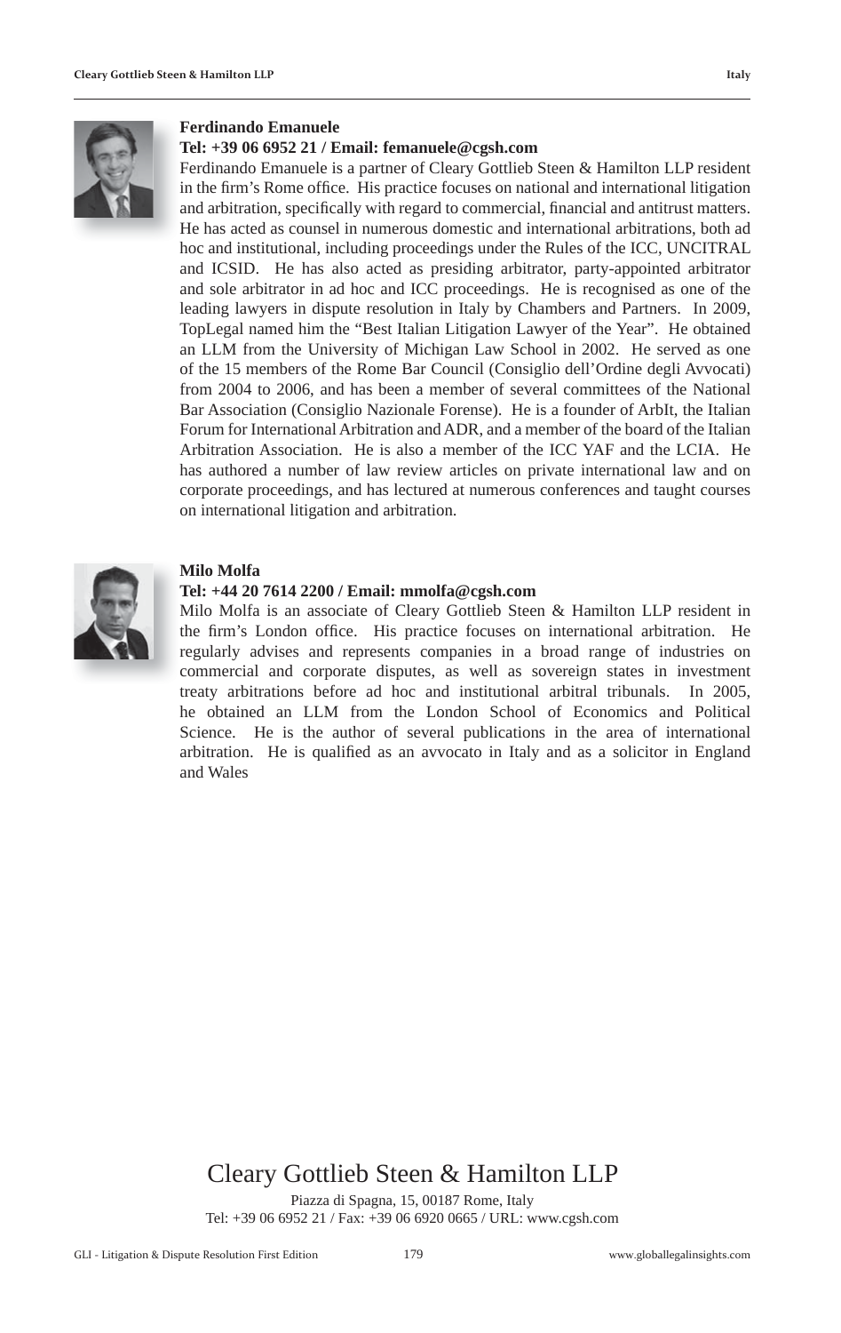### Ferdinando Emanuele

**Tel: +39 06 6952 21 / Email: femanuele@cgsh.com**

Ferdinando Emanuele is a partner of Cleary Gottlieb Steen & Hamilton LLP resident in the firm's Rome office. His practice focuses on national and international litigation and arbitration, specifically with regard to commercial, financial and antitrust matters. He has acted as counsel in numerous domestic and international arbitrations, both ad hoc and institutional, including proceedings under the Rules of the ICC, UNCITRAL and ICSID. He has also acted as presiding arbitrator, party-appointed arbitrator and sole arbitrator in ad hoc and ICC proceedings. He is recognised as one of the leading lawyers in dispute resolution in Italy by Chambers and Partners. In 2009, TopLegal named him the "Best Italian Litigation Lawyer of the Year". He obtained an LLM from the University of Michigan Law School in 2002. He served as one of the 15 members of the Rome Bar Council (Consiglio dell'Ordine degli Avvocati) from 2004 to 2006, and has been a member of several committees of the National Bar Association (Consiglio Nazionale Forense). He is a founder of ArbIt, the Italian Forum for International Arbitration and ADR, and a member of the board of the Italian Arbitration Association. He is also a member of the ICC YAF and the LCIA. He has authored a number of law review articles on private international law and on corporate proceedings, and has lectured at numerous conferences and taught courses on international litigation and arbitration.

### Milo Molfa

**Tel: +44 20 7614 2200 / Email: mmolfa@cgsh.com**

Milo Molfa is an associate of Cleary Gottlieb Steen & Hamilton LLP resident in the firm's London office. His practice focuses on international arbitration. He regularly advises and represents companies in a broad range of industries on commercial and corporate disputes, as well as sovereign states in investment treaty arbitrations before ad hoc and institutional arbitral tribunals. In 2005, he obtained an LLM from the London School of Economics and Political Science. He is the author of several publications in the area of international arbitration. He is qualified as an avvocato in Italy and as a solicitor in England and Wales

## Cleary Gottlieb Steen & Hamilton LLP

Piazza di Spagna, 15, 00187 Rome, Italy
Tel: +39 06 6952 21 / Fax: +39 06 6920 0665 / URL: www.cgsh.com